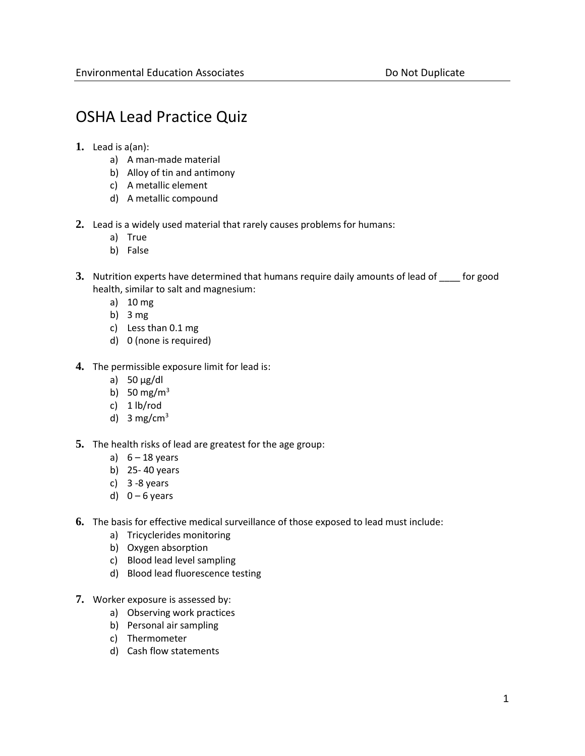# OSHA Lead Practice Quiz

**1.** Lead is a(an):
   a) A man-made material
   b) Alloy of tin and antimony
   c) A metallic element
   d) A metallic compound

**2.** Lead is a widely used material that rarely causes problems for humans:
   a) True
   b) False

**3.** Nutrition experts have determined that humans require daily amounts of lead of ____ for good health, similar to salt and magnesium:
   a) 10 mg
   b) 3 mg
   c) Less than 0.1 mg
   d) 0 (none is required)

**4.** The permissible exposure limit for lead is:
   a) 50 µg/dl
   b) 50 $mg/m^3$
   c) 1 lb/rod
   d) 3 $mg/cm^3$

**5.** The health risks of lead are greatest for the age group:
   a) 6 – 18 years
   b) 25- 40 years
   c) 3 -8 years
   d) 0 – 6 years

**6.** The basis for effective medical surveillance of those exposed to lead must include:
   a) Tricyclerides monitoring
   b) Oxygen absorption
   c) Blood lead level sampling
   d) Blood lead fluorescence testing

**7.** Worker exposure is assessed by:
   a) Observing work practices
   b) Personal air sampling
   c) Thermometer
   d) Cash flow statements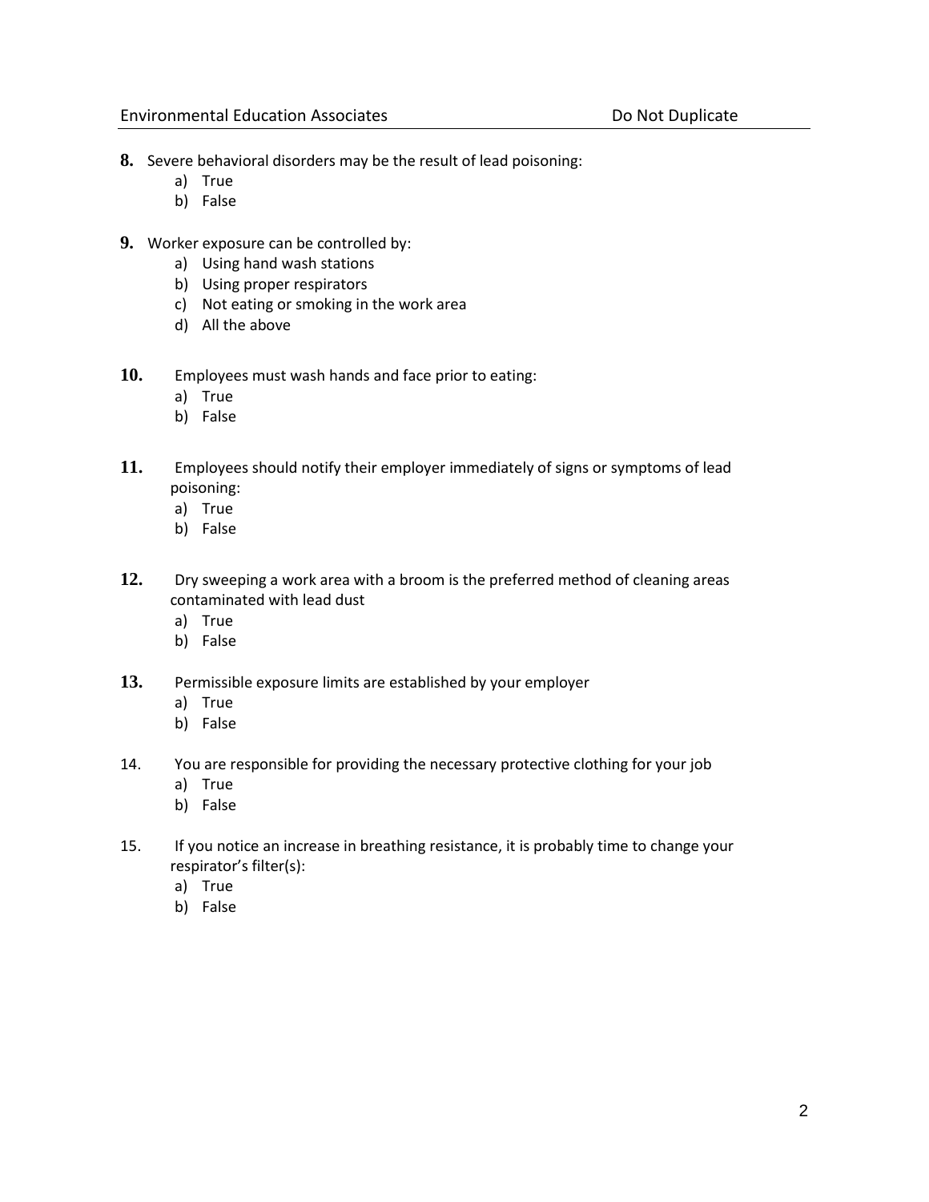**8.** Severe behavioral disorders may be the result of lead poisoning:

a) True
b) False

**9.** Worker exposure can be controlled by:

a) Using hand wash stations
b) Using proper respirators
c) Not eating or smoking in the work area
d) All the above

**10.** Employees must wash hands and face prior to eating:

a) True
b) False

**11.** Employees should notify their employer immediately of signs or symptoms of lead poisoning:

a) True
b) False

**12.** Dry sweeping a work area with a broom is the preferred method of cleaning areas contaminated with lead dust

a) True
b) False

**13.** Permissible exposure limits are established by your employer

a) True
b) False

14. You are responsible for providing the necessary protective clothing for your job

a) True
b) False

15. If you notice an increase in breathing resistance, it is probably time to change your respirator's filter(s):

a) True
b) False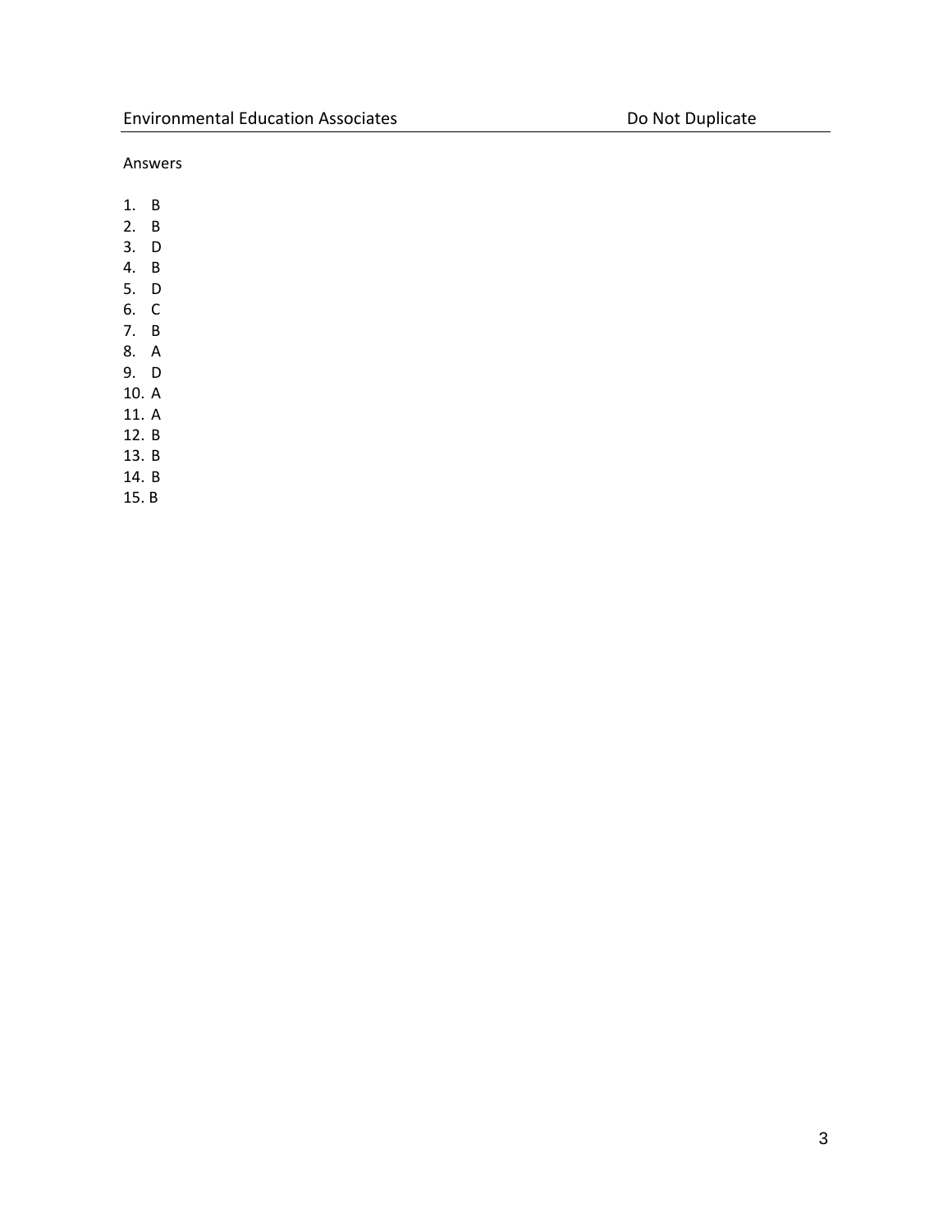Answers

1. B
2. B
3. D
4. B
5. D
6. C
7. B
8. A
9. D
10. A
11. A
12. B
13. B
14. B
15. B